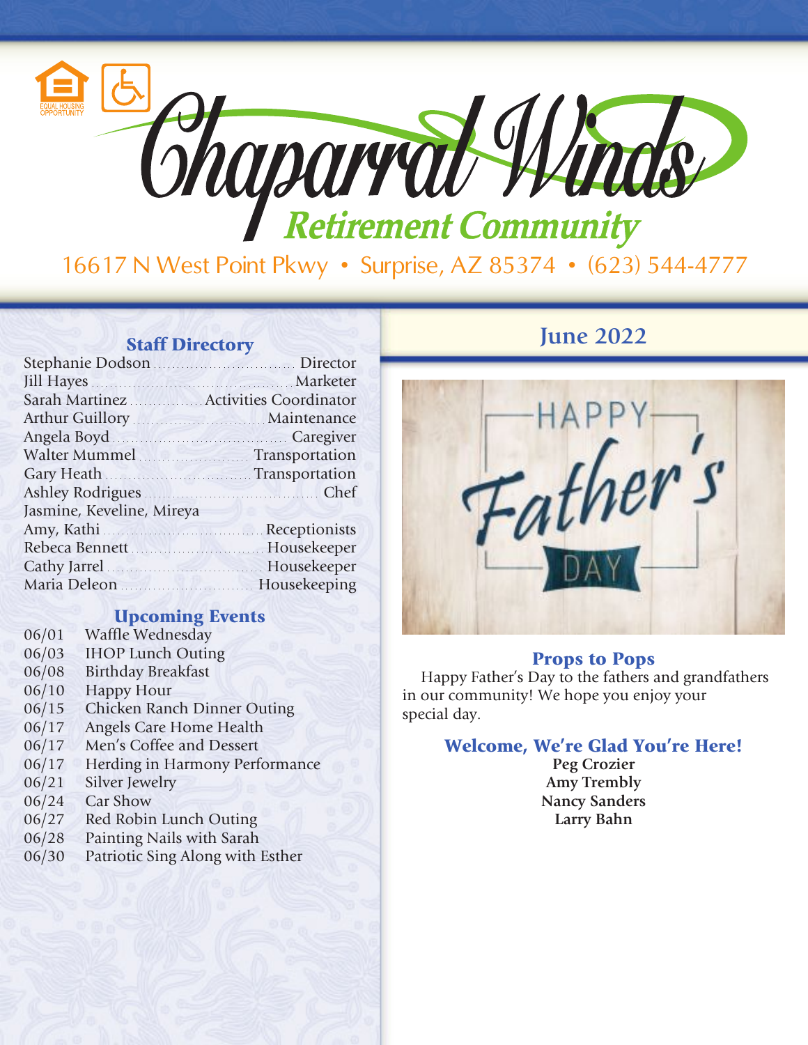# Chaparral Winds

## Retirement Community

16617 N West Point Pkwy • Surprise, AZ 85374 • (623) 544-4777

## June 2022

### Staff Directory

| Name | Position |
|---|---|
| Stephanie Dodson | Director |
| Jill Hayes | Marketer |
| Sarah Martinez | Activities Coordinator |
| Arthur Guillory | Maintenance |
| Angela Boyd | Caregiver |
| Walter Mummel | Transportation |
| Gary Heath | Transportation |
| Ashley Rodrigues | Chef |
| Jasmine, Keveline, Mireya Amy, Kathi | Receptionists |
| Rebeca Bennett | Housekeeper |
| Cathy Jarrel | Housekeeper |
| Maria Deleon | Housekeeping |

### Upcoming Events

| Date | Event |
|---|---|
| 06/01 | Waffle Wednesday |
| 06/03 | IHOP Lunch Outing |
| 06/08 | Birthday Breakfast |
| 06/10 | Happy Hour |
| 06/15 | Chicken Ranch Dinner Outing |
| 06/17 | Angels Care Home Health |
| 06/17 | Men's Coffee and Dessert |
| 06/17 | Herding in Harmony Performance |
| 06/21 | Silver Jewelry |
| 06/24 | Car Show |
| 06/27 | Red Robin Lunch Outing |
| 06/28 | Painting Nails with Sarah |
| 06/30 | Patriotic Sing Along with Esther |

### Props to Pops

Happy Father's Day to the fathers and grandfathers in our community! We hope you enjoy your special day.

### Welcome, We're Glad You're Here!

**Peg Crozier**
**Amy Trembly**
**Nancy Sanders**
**Larry Bahn**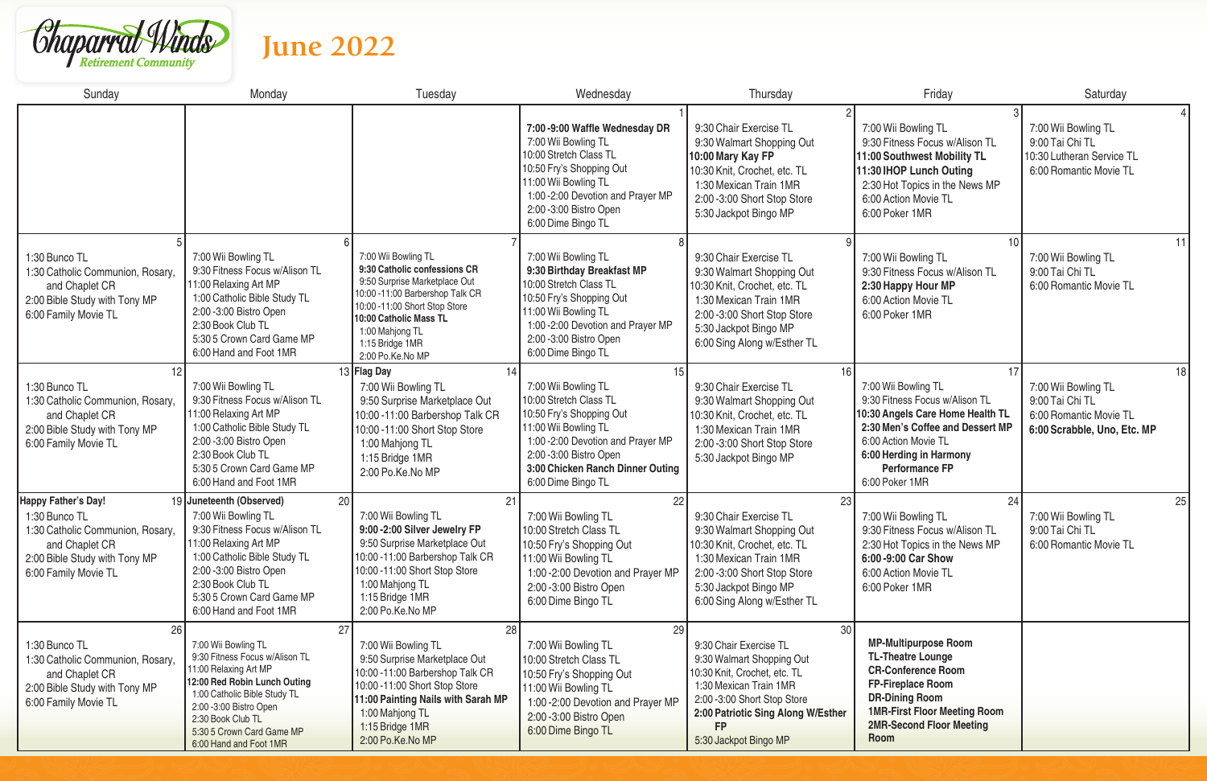# Chaparral Winds Retirement Community

## June 2022

| Sunday | Monday | Tuesday | Wednesday | Thursday | Friday | Saturday |
|---|---|---|---|---|---|---|
| | | | **1**<br>**7:00 -9:00 Waffle Wednesday DR**<br>7:00 Wii Bowling TL<br>10:00 Stretch Class TL<br>10:50 Fry's Shopping Out<br>11:00 Wii Bowling TL<br>1:00 -2:00 Devotion and Prayer MP<br>2:00 -3:00 Bistro Open<br>6:00 Dime Bingo TL | **2**<br>9:30 Chair Exercise TL<br>9:30 Walmart Shopping Out<br>**10:00 Mary Kay FP**<br>10:30 Knit, Crochet, etc. TL<br>1:30 Mexican Train 1MR<br>2:00 -3:00 Short Stop Store<br>5:30 Jackpot Bingo MP | **3**<br>7:00 Wii Bowling TL<br>9:30 Fitness Focus w/Alison TL<br>**11:00 Southwest Mobility TL**<br>**11:30 IHOP Lunch Outing**<br>2:30 Hot Topics in the News MP<br>6:00 Action Movie TL<br>6:00 Poker 1MR | **4**<br>7:00 Wii Bowling TL<br>9:00 Tai Chi TL<br>10:30 Lutheran Service TL<br>6:00 Romantic Movie TL |
| **5**<br>1:30 Bunco TL<br>1:30 Catholic Communion, Rosary, and Chaplet CR<br>2:00 Bible Study with Tony MP<br>6:00 Family Movie TL | **6**<br>7:00 Wii Bowling TL<br>9:30 Fitness Focus w/Alison TL<br>11:00 Relaxing Art MP<br>1:00 Catholic Bible Study TL<br>2:00 -3:00 Bistro Open<br>2:30 Book Club TL<br>5:30 5 Crown Card Game MP<br>6:00 Hand and Foot 1MR | **7**<br>7:00 Wii Bowling TL<br>**9:30 Catholic confessions CR**<br>9:50 Surprise Marketplace Out<br>10:00 -11:00 Barbershop Talk CR<br>10:00 -11:00 Short Stop Store<br>**10:00 Catholic Mass TL**<br>1:00 Mahjong TL<br>1:15 Bridge 1MR<br>2:00 Po.Ke.No MP | **8**<br>7:00 Wii Bowling TL<br>**9:30 Birthday Breakfast MP**<br>10:00 Stretch Class TL<br>10:50 Fry's Shopping Out<br>11:00 Wii Bowling TL<br>1:00 -2:00 Devotion and Prayer MP<br>2:00 -3:00 Bistro Open<br>6:00 Dime Bingo TL | **9**<br>9:30 Chair Exercise TL<br>9:30 Walmart Shopping Out<br>10:30 Knit, Crochet, etc. TL<br>1:30 Mexican Train 1MR<br>2:00 -3:00 Short Stop Store<br>5:30 Jackpot Bingo MP<br>6:00 Sing Along w/Esther TL | **10**<br>7:00 Wii Bowling TL<br>9:30 Fitness Focus w/Alison TL<br>**2:30 Happy Hour MP**<br>6:00 Action Movie TL<br>6:00 Poker 1MR | **11**<br>7:00 Wii Bowling TL<br>9:00 Tai Chi TL<br>6:00 Romantic Movie TL |
| **12**<br>1:30 Bunco TL<br>1:30 Catholic Communion, Rosary, and Chaplet CR<br>2:00 Bible Study with Tony MP<br>6:00 Family Movie TL | **13**<br>7:00 Wii Bowling TL<br>9:30 Fitness Focus w/Alison TL<br>11:00 Relaxing Art MP<br>1:00 Catholic Bible Study TL<br>2:00 -3:00 Bistro Open<br>2:30 Book Club TL<br>5:30 5 Crown Card Game MP<br>6:00 Hand and Foot 1MR | **14**<br>**Flag Day**<br>7:00 Wii Bowling TL<br>9:50 Surprise Marketplace Out<br>10:00 -11:00 Barbershop Talk CR<br>10:00 -11:00 Short Stop Store<br>1:00 Mahjong TL<br>1:15 Bridge 1MR<br>2:00 Po.Ke.No MP | **15**<br>7:00 Wii Bowling TL<br>10:00 Stretch Class TL<br>10:50 Fry's Shopping Out<br>11:00 Wii Bowling TL<br>1:00 -2:00 Devotion and Prayer MP<br>2:00 -3:00 Bistro Open<br>**3:00 Chicken Ranch Dinner Outing**<br>6:00 Dime Bingo TL | **16**<br>9:30 Chair Exercise TL<br>9:30 Walmart Shopping Out<br>10:30 Knit, Crochet, etc. TL<br>1:30 Mexican Train 1MR<br>2:00 -3:00 Short Stop Store<br>5:30 Jackpot Bingo MP | **17**<br>7:00 Wii Bowling TL<br>9:30 Fitness Focus w/Alison TL<br>**10:30 Angels Care Home Health TL**<br>**2:30 Men's Coffee and Dessert MP**<br>6:00 Action Movie TL<br>**6:00 Herding in Harmony Performance FP**<br>6:00 Poker 1MR | **18**<br>7:00 Wii Bowling TL<br>9:00 Tai Chi TL<br>6:00 Romantic Movie TL<br>**6:00 Scrabble, Uno, Etc. MP** |
| **19**<br>**Happy Father's Day!**<br>1:30 Bunco TL<br>1:30 Catholic Communion, Rosary, and Chaplet CR<br>2:00 Bible Study with Tony MP<br>6:00 Family Movie TL | **20**<br>**Juneteenth (Observed)**<br>7:00 Wii Bowling TL<br>9:30 Fitness Focus w/Alison TL<br>11:00 Relaxing Art MP<br>1:00 Catholic Bible Study TL<br>2:00 -3:00 Bistro Open<br>2:30 Book Club TL<br>5:30 5 Crown Card Game MP<br>6:00 Hand and Foot 1MR | **21**<br>7:00 Wii Bowling TL<br>**9:00 -2:00 Silver Jewelry FP**<br>9:50 Surprise Marketplace Out<br>10:00 -11:00 Barbershop Talk CR<br>10:00 -11:00 Short Stop Store<br>1:00 Mahjong TL<br>1:15 Bridge 1MR<br>2:00 Po.Ke.No MP | **22**<br>7:00 Wii Bowling TL<br>10:00 Stretch Class TL<br>10:50 Fry's Shopping Out<br>11:00 Wii Bowling TL<br>1:00 -2:00 Devotion and Prayer MP<br>2:00 -3:00 Bistro Open<br>6:00 Dime Bingo TL | **23**<br>9:30 Chair Exercise TL<br>9:30 Walmart Shopping Out<br>10:30 Knit, Crochet, etc. TL<br>1:30 Mexican Train 1MR<br>2:00 -3:00 Short Stop Store<br>5:30 Jackpot Bingo MP<br>6:00 Sing Along w/Esther TL | **24**<br>7:00 Wii Bowling TL<br>9:30 Fitness Focus w/Alison TL<br>2:30 Hot Topics in the News MP<br>**6:00 -9:00 Car Show**<br>6:00 Action Movie TL<br>6:00 Poker 1MR | **25**<br>7:00 Wii Bowling TL<br>9:00 Tai Chi TL<br>6:00 Romantic Movie TL |
| **26**<br>1:30 Bunco TL<br>1:30 Catholic Communion, Rosary, and Chaplet CR<br>2:00 Bible Study with Tony MP<br>6:00 Family Movie TL | **27**<br>7:00 Wii Bowling TL<br>9:30 Fitness Focus w/Alison TL<br>11:00 Relaxing Art MP<br>**12:00 Red Robin Lunch Outing**<br>1:00 Catholic Bible Study TL<br>2:00 -3:00 Bistro Open<br>2:30 Book Club TL<br>5:30 5 Crown Card Game MP<br>6:00 Hand and Foot 1MR | **28**<br>7:00 Wii Bowling TL<br>9:50 Surprise Marketplace Out<br>10:00 -11:00 Barbershop Talk CR<br>10:00 -11:00 Short Stop Store<br>**11:00 Painting Nails with Sarah MP**<br>1:00 Mahjong TL<br>1:15 Bridge 1MR<br>2:00 Po.Ke.No MP | **29**<br>7:00 Wii Bowling TL<br>10:00 Stretch Class TL<br>10:50 Fry's Shopping Out<br>11:00 Wii Bowling TL<br>1:00 -2:00 Devotion and Prayer MP<br>2:00 -3:00 Bistro Open<br>6:00 Dime Bingo TL | **30**<br>9:30 Chair Exercise TL<br>9:30 Walmart Shopping Out<br>10:30 Knit, Crochet, etc. TL<br>1:30 Mexican Train 1MR<br>2:00 -3:00 Short Stop Store<br>**2:00 Patriotic Sing Along W/Esther FP**<br>5:30 Jackpot Bingo MP | **MP-Multipurpose Room**<br>**TL-Theatre Lounge**<br>**CR-Conference Room**<br>**FP-Fireplace Room**<br>**DR-Dining Room**<br>**1MR-First Floor Meeting Room**<br>**2MR-Second Floor Meeting Room** | |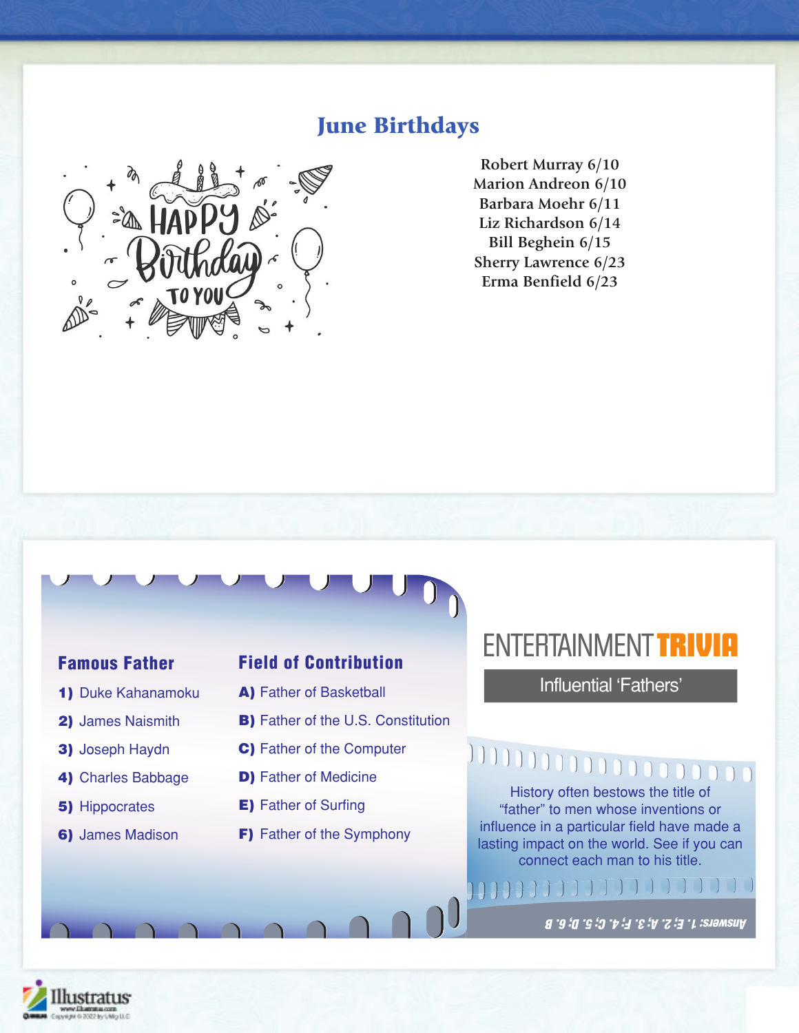## June Birthdays

Robert Murray 6/10
Marion Andreon 6/10
Barbara Moehr 6/11
Liz Richardson 6/14
Bill Beghein 6/15
Sherry Lawrence 6/23
Erma Benfield 6/23

## ENTERTAINMENT TRIVIA

### Influential 'Fathers'

History often bestows the title of "father" to men whose inventions or influence in a particular field have made a lasting impact on the world. See if you can connect each man to his title.

| Famous Father | Field of Contribution |
|---|---|
| **1)** Duke Kahanamoku | **A)** Father of Basketball |
| **2)** James Naismith | **B)** Father of the U.S. Constitution |
| **3)** Joseph Haydn | **C)** Father of the Computer |
| **4)** Charles Babbage | **D)** Father of Medicine |
| **5)** Hippocrates | **E)** Father of Surfing |
| **6)** James Madison | **F)** Father of the Symphony |

*Answers: 1. E; 2. A; 3. F; 4. C; 5. D; 6. B*

Illustratus www.illustratus.com Copyright © 2022 by UMg LLC